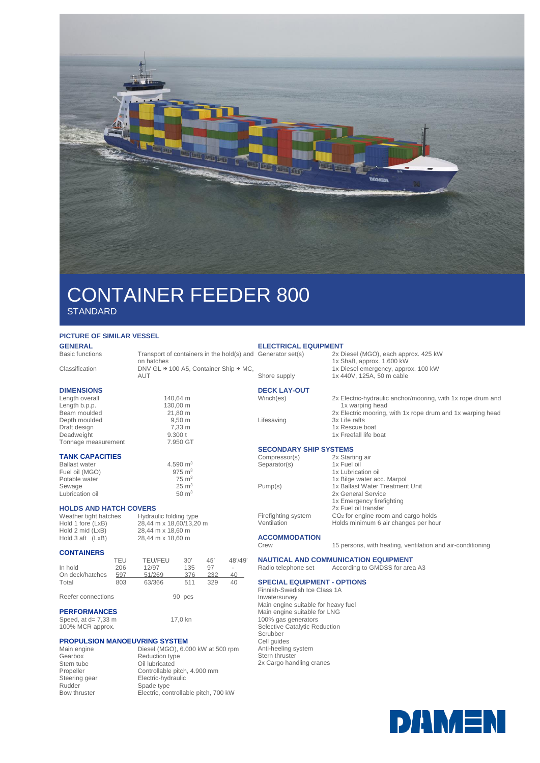# CONTAINER FEEDER 800

STANDARD

PICTURE OF SIMILAR VESSEL

## GENERAL

| | |
|---|---|
| Basic functions | Transport of containers in the hold(s) and on hatches |
| Classification | DNV GL ✠ 100 A5, Container Ship ✠ MC, AUT |

## DIMENSIONS

| | |
|---|---|
| Length overall | 140,64 m |
| Length b.p.p. | 130,00 m |
| Beam moulded | 21,80 m |
| Depth moulded | 9,50 m |
| Draft design | 7,33 m |
| Deadweight | 9.300 t |
| Tonnage measurement | 7.950 GT |

## TANK CAPACITIES

| | |
|---|---|
| Ballast water | 4.590 $m^3$ |
| Fuel oil (MGO) | 975 $m^3$ |
| Potable water | 75 $m^3$ |
| Sewage | 25 $m^3$ |
| Lubrication oil | 50 $m^3$ |

## HOLDS AND HATCH COVERS

| | |
|---|---|
| Weather tight hatches | Hydraulic folding type |
| Hold 1 fore (LxB) | 28,44 m x 18,60/13,20 m |
| Hold 2 mid (LxB) | 28,44 m x 18,60 m |
| Hold 3 aft (LxB) | 28,44 m x 18,60 m |

## CONTAINERS

| | TEU | TEU/FEU | 30' | 45' | 48'/49' |
|---|---|---|---|---|---|
| In hold | 206 | 12/97 | 135 | 97 | - |
| On deck/hatches | 597 | 51/269 | 376 | 232 | 40 |
| Total | 803 | 63/366 | 511 | 329 | 40 |

Reefer connections 90 pcs

## PERFORMANCES

| | |
|---|---|
| Speed, at d= 7,33 m 100% MCR approx. | 17,0 kn |

## PROPULSION MANOEUVRING SYSTEM

| | |
|---|---|
| Main engine | Diesel (MGO), 6.000 kW at 500 rpm |
| Gearbox | Reduction type |
| Stern tube | Oil lubricated |
| Propeller | Controllable pitch, 4.900 mm |
| Steering gear | Electric-hydraulic |
| Rudder | Spade type |
| Bow thruster | Electric, controllable pitch, 700 kW |

## ELECTRICAL EQUIPMENT

| | |
|---|---|
| Generator set(s) | 2x Diesel (MGO), each approx. 425 kW<br>1x Shaft, approx. 1.600 kW<br>1x Diesel emergency, approx. 100 kW |
| Shore supply | 1x 440V, 125A, 50 m cable |

## DECK LAY-OUT

| | |
|---|---|
| Winch(es) | 2x Electric-hydraulic anchor/mooring, with 1x rope drum and 1x warping head<br>2x Electric mooring, with 1x rope drum and 1x warping head |
| Lifesaving | 3x Life rafts<br>1x Rescue boat<br>1x Freefall life boat |

## SECONDARY SHIP SYSTEMS

| | |
|---|---|
| Compressor(s) | 2x Starting air |
| Separator(s) | 1x Fuel oil<br>1x Lubrication oil<br>1x Bilge water acc. Marpol |
| Pump(s) | 1x Ballast Water Treatment Unit<br>2x General Service<br>1x Emergency firefighting<br>2x Fuel oil transfer |
| Firefighting system | $CO_2$ for engine room and cargo holds |
| Ventilation | Holds minimum 6 air changes per hour |

## ACCOMMODATION

| | |
|---|---|
| Crew | 15 persons, with heating, ventilation and air-conditioning |

## NAUTICAL AND COMMUNICATION EQUIPMENT

| | |
|---|---|
| Radio telephone set | According to GMDSS for area A3 |

## SPECIAL EQUIPMENT - OPTIONS

Finnish-Swedish Ice Class 1A
Inwatersurvey
Main engine suitable for heavy fuel
Main engine suitable for LNG
100% gas generators
Selective Catalytic Reduction
Scrubber
Cell guides
Anti-heeling system
Stern thruster
2x Cargo handling cranes

DAMEN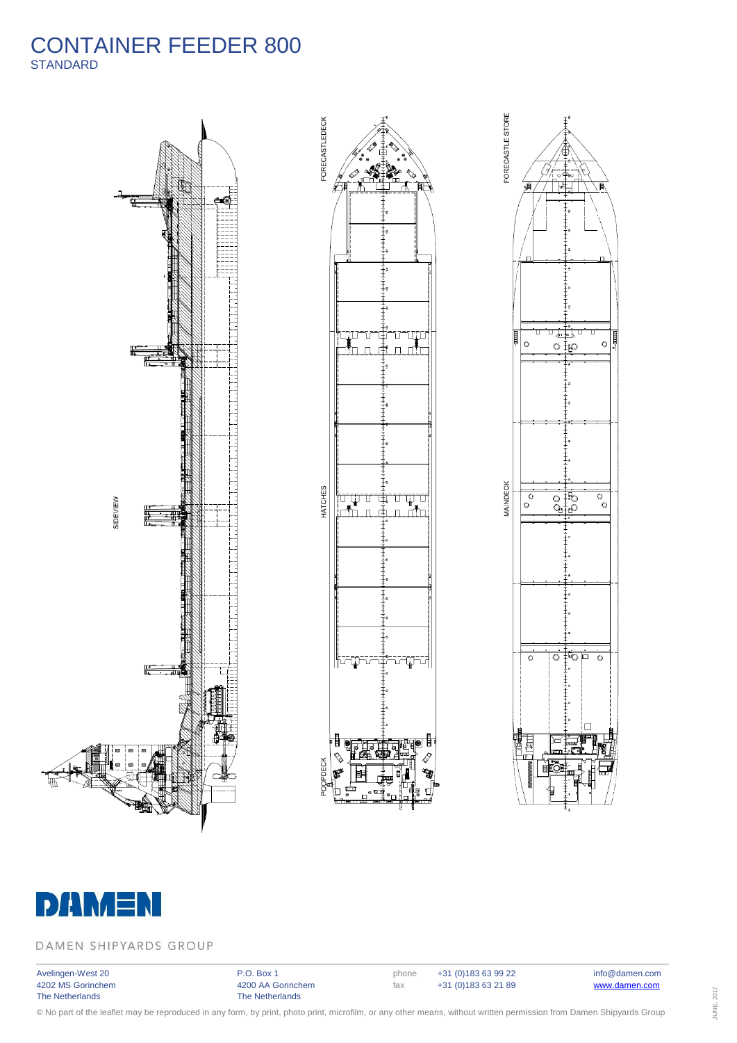# CONTAINER FEEDER 800

STANDARD

SIDEVIEW

FORECASTLEDECK

HATCHES

POOPDECK

FORECASTLE STORE

MAINDECK

DAMEN

DAMEN SHIPYARDS GROUP

Avelingen-West 20
4202 MS Gorinchem
The Netherlands

P.O. Box 1
4200 AA Gorinchem
The Netherlands

phone +31 (0)183 63 99 22
fax +31 (0)183 63 21 89

info@damen.com
www.damen.com

© No part of the leaflet may be reproduced in any form, by print, photo print, microfilm, or any other means, without written permission from Damen Shipyards Group

JUNE, 2017